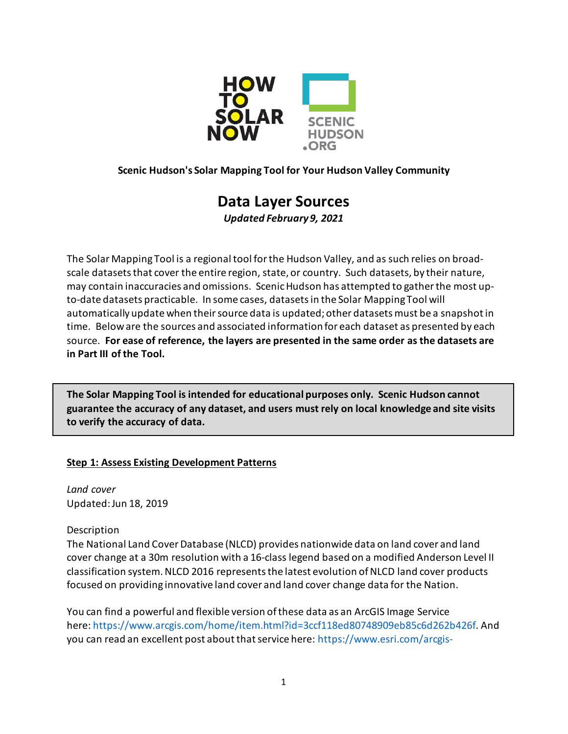**Scenic Hudson's Solar Mapping Tool for Your Hudson Valley Community**

# Data Layer Sources

***Updated February 9, 2021***

The Solar Mapping Tool is a regional tool for the Hudson Valley, and as such relies on broad-scale datasets that cover the entire region, state, or country. Such datasets, by their nature, may contain inaccuracies and omissions. Scenic Hudson has attempted to gather the most up-to-date datasets practicable. In some cases, datasets in the Solar Mapping Tool will automatically update when their source data is updated; other datasets must be a snapshot in time. Below are the sources and associated information for each dataset as presented by each source. **For ease of reference, the layers are presented in the same order as the datasets are in Part III of the Tool.**

> **The Solar Mapping Tool is intended for educational purposes only. Scenic Hudson cannot guarantee the accuracy of any dataset, and users must rely on local knowledge and site visits to verify the accuracy of data.**

## Step 1: Assess Existing Development Patterns

*Land cover*
Updated: Jun 18, 2019

Description
The National Land Cover Database (NLCD) provides nationwide data on land cover and land cover change at a 30m resolution with a 16-class legend based on a modified Anderson Level II classification system. NLCD 2016 represents the latest evolution of NLCD land cover products focused on providing innovative land cover and land cover change data for the Nation.

You can find a powerful and flexible version of these data as an ArcGIS Image Service here: https://www.arcgis.com/home/item.html?id=3ccf118ed80748909eb85c6d262b426f. And you can read an excellent post about that service here: https://www.esri.com/arcgis-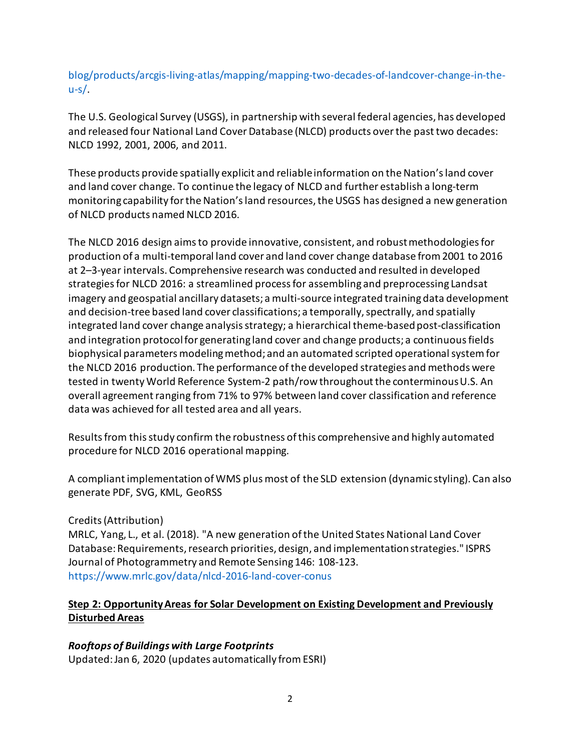blog/products/arcgis-living-atlas/mapping/mapping-two-decades-of-landcover-change-in-the-u-s/.

The U.S. Geological Survey (USGS), in partnership with several federal agencies, has developed and released four National Land Cover Database (NLCD) products over the past two decades: NLCD 1992, 2001, 2006, and 2011.

These products provide spatially explicit and reliable information on the Nation's land cover and land cover change. To continue the legacy of NLCD and further establish a long-term monitoring capability for the Nation's land resources, the USGS has designed a new generation of NLCD products named NLCD 2016.

The NLCD 2016 design aims to provide innovative, consistent, and robust methodologies for production of a multi-temporal land cover and land cover change database from 2001 to 2016 at 2–3-year intervals. Comprehensive research was conducted and resulted in developed strategies for NLCD 2016: a streamlined process for assembling and preprocessing Landsat imagery and geospatial ancillary datasets; a multi-source integrated training data development and decision-tree based land cover classifications; a temporally, spectrally, and spatially integrated land cover change analysis strategy; a hierarchical theme-based post-classification and integration protocol for generating land cover and change products; a continuous fields biophysical parameters modeling method; and an automated scripted operational system for the NLCD 2016 production. The performance of the developed strategies and methods were tested in twenty World Reference System-2 path/row throughout the conterminous U.S. An overall agreement ranging from 71% to 97% between land cover classification and reference data was achieved for all tested area and all years.

Results from this study confirm the robustness of this comprehensive and highly automated procedure for NLCD 2016 operational mapping.

A compliant implementation of WMS plus most of the SLD extension (dynamic styling). Can also generate PDF, SVG, KML, GeoRSS

Credits (Attribution)
MRLC, Yang, L., et al. (2018). "A new generation of the United States National Land Cover Database: Requirements, research priorities, design, and implementation strategies." ISPRS Journal of Photogrammetry and Remote Sensing 146: 108-123.
https://www.mrlc.gov/data/nlcd-2016-land-cover-conus

## Step 2: Opportunity Areas for Solar Development on Existing Development and Previously Disturbed Areas

### *Rooftops of Buildings with Large Footprints*

Updated: Jan 6, 2020 (updates automatically from ESRI)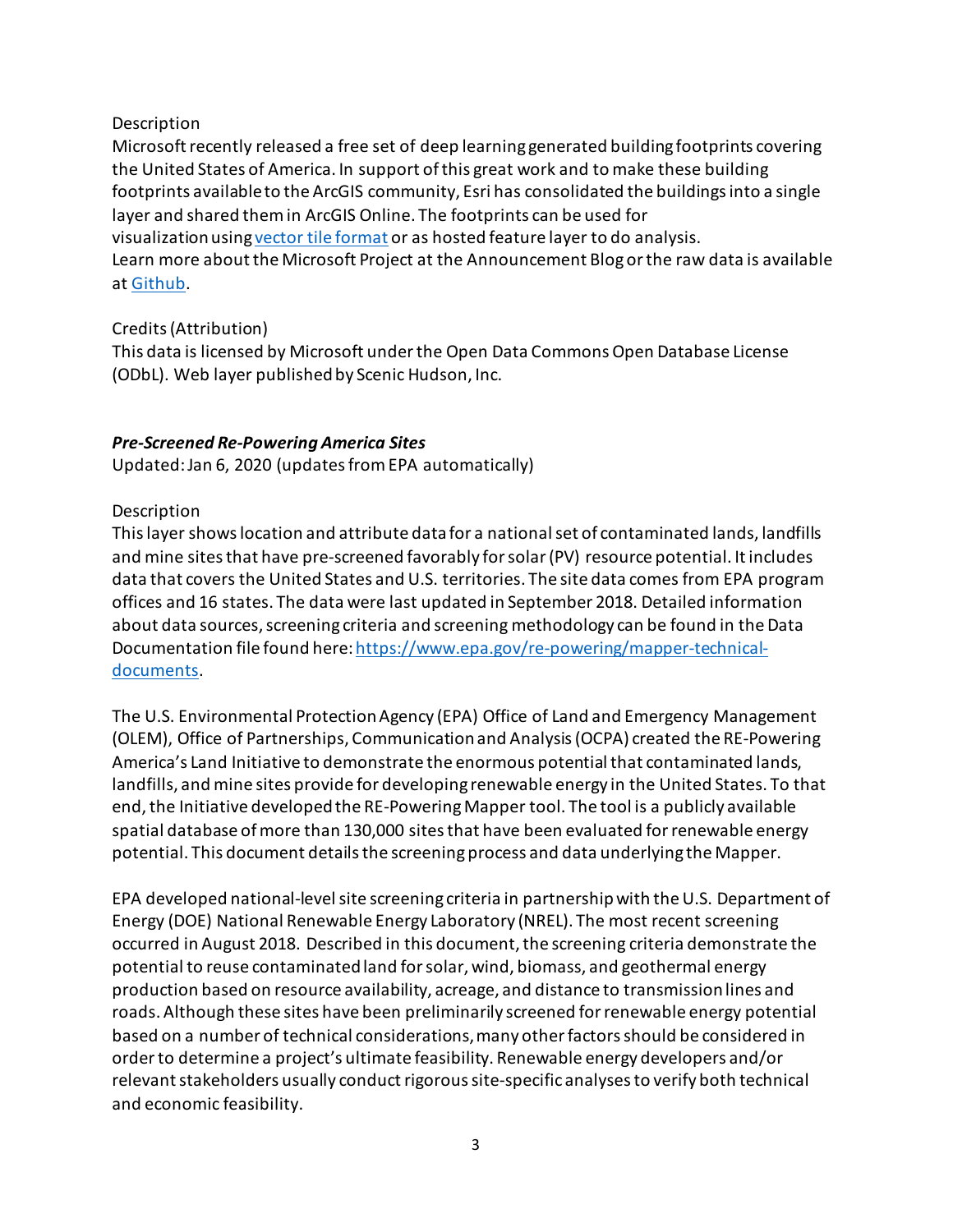Description

Microsoft recently released a free set of deep learning generated building footprints covering the United States of America. In support of this great work and to make these building footprints available to the ArcGIS community, Esri has consolidated the buildings into a single layer and shared them in ArcGIS Online. The footprints can be used for visualization using [vector tile format](#) or as hosted feature layer to do analysis.
Learn more about the Microsoft Project at the Announcement Blog or the raw data is available at [Github](#).

Credits (Attribution)

This data is licensed by Microsoft under the Open Data Commons Open Database License (ODbL). Web layer published by Scenic Hudson, Inc.

***Pre-Screened Re-Powering America Sites***

Updated: Jan 6, 2020 (updates from EPA automatically)

Description

This layer shows location and attribute data for a national set of contaminated lands, landfills and mine sites that have pre-screened favorably for solar (PV) resource potential. It includes data that covers the United States and U.S. territories. The site data comes from EPA program offices and 16 states. The data were last updated in September 2018. Detailed information about data sources, screening criteria and screening methodology can be found in the Data Documentation file found here: https://www.epa.gov/re-powering/mapper-technical-documents.

The U.S. Environmental Protection Agency (EPA) Office of Land and Emergency Management (OLEM), Office of Partnerships, Communication and Analysis (OCPA) created the RE-Powering America's Land Initiative to demonstrate the enormous potential that contaminated lands, landfills, and mine sites provide for developing renewable energy in the United States. To that end, the Initiative developed the RE-Powering Mapper tool. The tool is a publicly available spatial database of more than 130,000 sites that have been evaluated for renewable energy potential. This document details the screening process and data underlying the Mapper.

EPA developed national-level site screening criteria in partnership with the U.S. Department of Energy (DOE) National Renewable Energy Laboratory (NREL). The most recent screening occurred in August 2018. Described in this document, the screening criteria demonstrate the potential to reuse contaminated land for solar, wind, biomass, and geothermal energy production based on resource availability, acreage, and distance to transmission lines and roads. Although these sites have been preliminarily screened for renewable energy potential based on a number of technical considerations, many other factors should be considered in order to determine a project's ultimate feasibility. Renewable energy developers and/or relevant stakeholders usually conduct rigorous site-specific analyses to verify both technical and economic feasibility.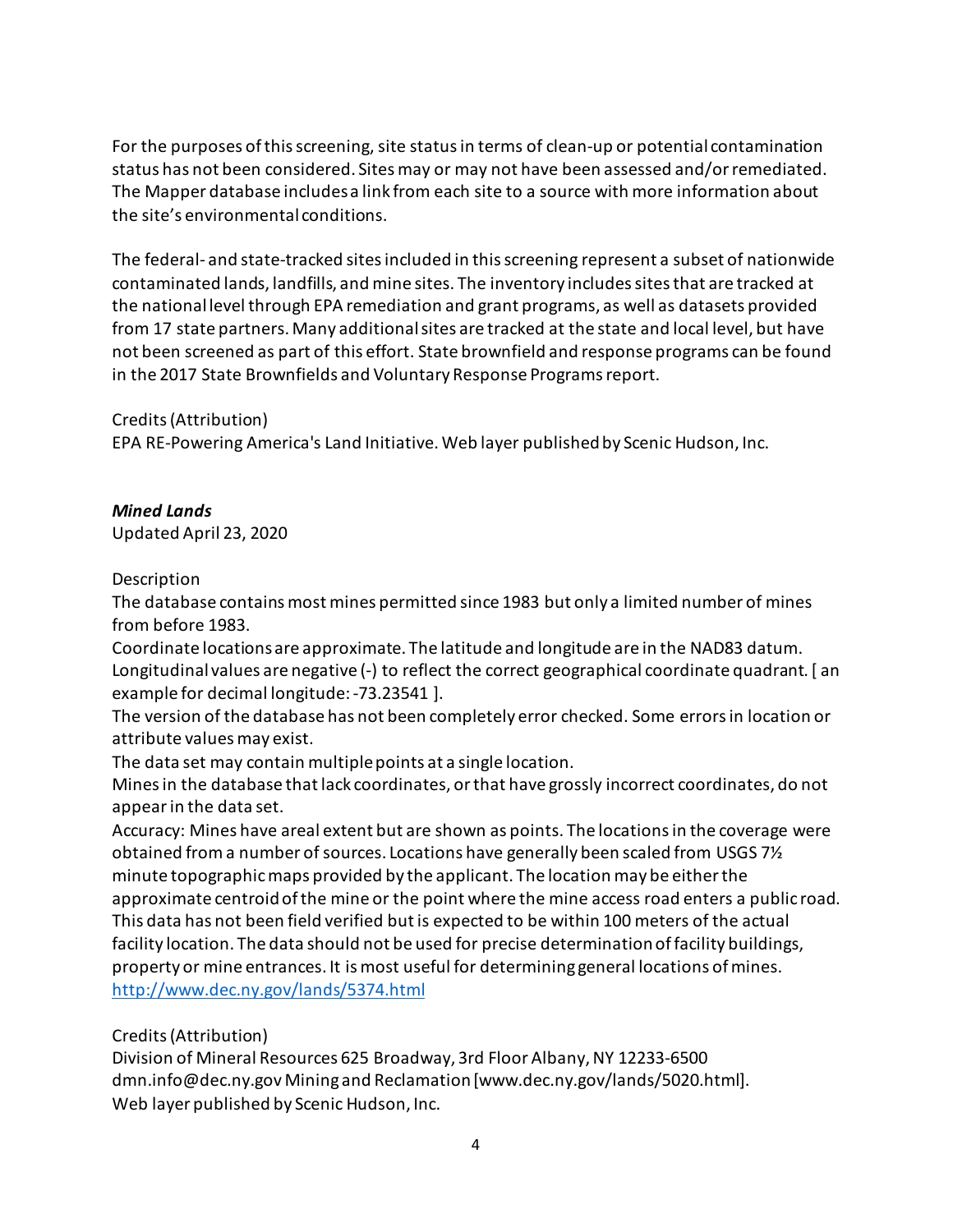For the purposes of this screening, site status in terms of clean-up or potential contamination status has not been considered. Sites may or may not have been assessed and/or remediated. The Mapper database includes a link from each site to a source with more information about the site's environmental conditions.

The federal- and state-tracked sites included in this screening represent a subset of nationwide contaminated lands, landfills, and mine sites. The inventory includes sites that are tracked at the national level through EPA remediation and grant programs, as well as datasets provided from 17 state partners. Many additional sites are tracked at the state and local level, but have not been screened as part of this effort. State brownfield and response programs can be found in the 2017 State Brownfields and Voluntary Response Programs report.

Credits (Attribution)
EPA RE-Powering America's Land Initiative. Web layer published by Scenic Hudson, Inc.

***Mined Lands***
Updated April 23, 2020

Description
The database contains most mines permitted since 1983 but only a limited number of mines from before 1983.
Coordinate locations are approximate. The latitude and longitude are in the NAD83 datum. Longitudinal values are negative (-) to reflect the correct geographical coordinate quadrant. [ an example for decimal longitude: -73.23541 ].
The version of the database has not been completely error checked. Some errors in location or attribute values may exist.
The data set may contain multiple points at a single location.
Mines in the database that lack coordinates, or that have grossly incorrect coordinates, do not appear in the data set.
Accuracy: Mines have areal extent but are shown as points. The locations in the coverage were obtained from a number of sources. Locations have generally been scaled from USGS 7½ minute topographic maps provided by the applicant. The location may be either the approximate centroid of the mine or the point where the mine access road enters a public road. This data has not been field verified but is expected to be within 100 meters of the actual facility location. The data should not be used for precise determination of facility buildings, property or mine entrances. It is most useful for determining general locations of mines.
http://www.dec.ny.gov/lands/5374.html

Credits (Attribution)
Division of Mineral Resources 625 Broadway, 3rd Floor Albany, NY 12233-6500
dmn.info@dec.ny.gov Mining and Reclamation [www.dec.ny.gov/lands/5020.html].
Web layer published by Scenic Hudson, Inc.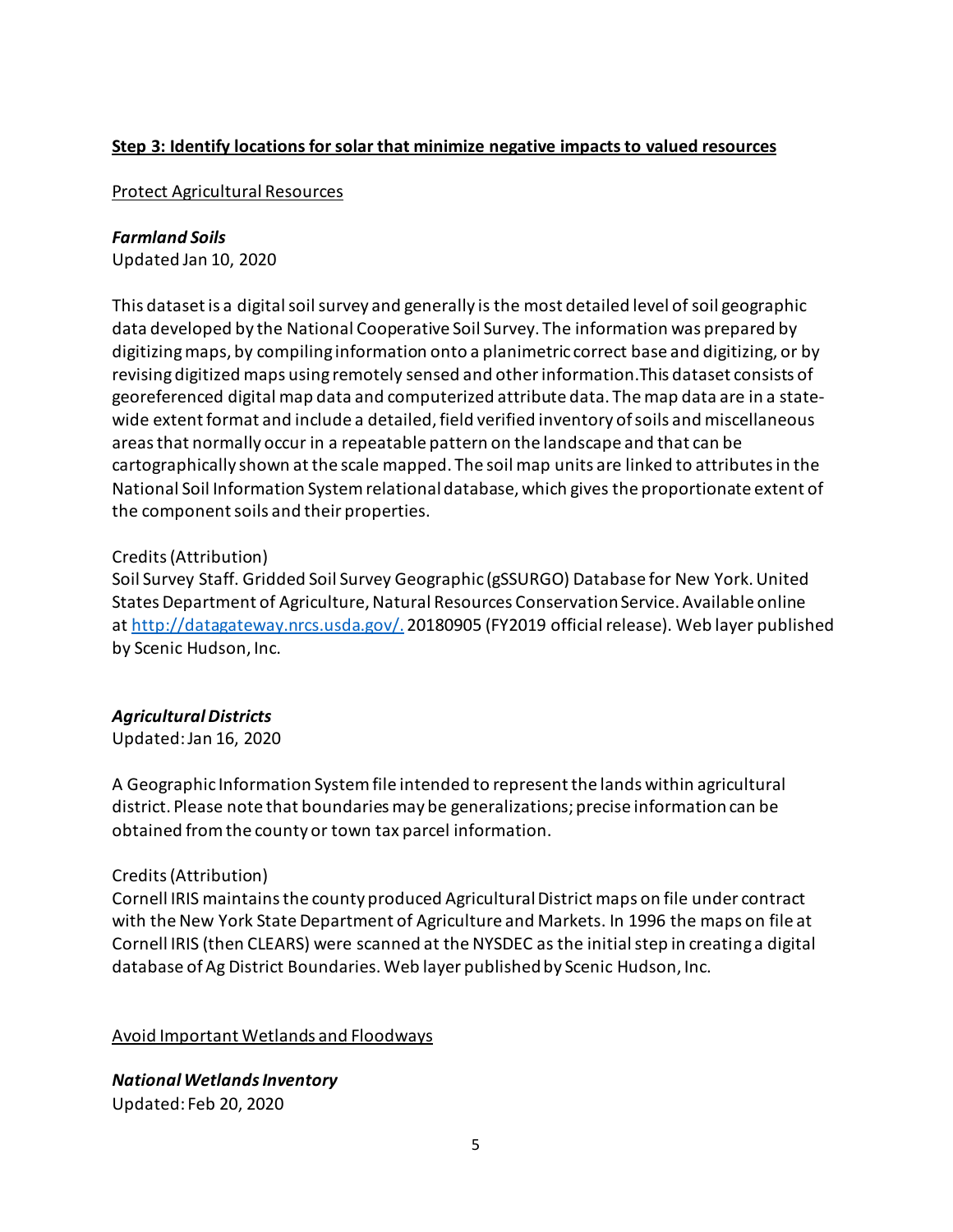**Step 3: Identify locations for solar that minimize negative impacts to valued resources**

Protect Agricultural Resources

***Farmland Soils***

Updated Jan 10, 2020

This dataset is a digital soil survey and generally is the most detailed level of soil geographic data developed by the National Cooperative Soil Survey. The information was prepared by digitizing maps, by compiling information onto a planimetric correct base and digitizing, or by revising digitized maps using remotely sensed and other information.This dataset consists of georeferenced digital map data and computerized attribute data. The map data are in a state-wide extent format and include a detailed, field verified inventory of soils and miscellaneous areas that normally occur in a repeatable pattern on the landscape and that can be cartographically shown at the scale mapped. The soil map units are linked to attributes in the National Soil Information System relational database, which gives the proportionate extent of the component soils and their properties.

Credits (Attribution)

Soil Survey Staff. Gridded Soil Survey Geographic (gSSURGO) Database for New York. United States Department of Agriculture, Natural Resources Conservation Service. Available online at http://datagateway.nrcs.usda.gov/. 20180905 (FY2019 official release). Web layer published by Scenic Hudson, Inc.

***Agricultural Districts***

Updated: Jan 16, 2020

A Geographic Information System file intended to represent the lands within agricultural district. Please note that boundaries may be generalizations; precise information can be obtained from the county or town tax parcel information.

Credits (Attribution)

Cornell IRIS maintains the county produced Agricultural District maps on file under contract with the New York State Department of Agriculture and Markets. In 1996 the maps on file at Cornell IRIS (then CLEARS) were scanned at the NYSDEC as the initial step in creating a digital database of Ag District Boundaries. Web layer published by Scenic Hudson, Inc.

Avoid Important Wetlands and Floodways

***National Wetlands Inventory***

Updated: Feb 20, 2020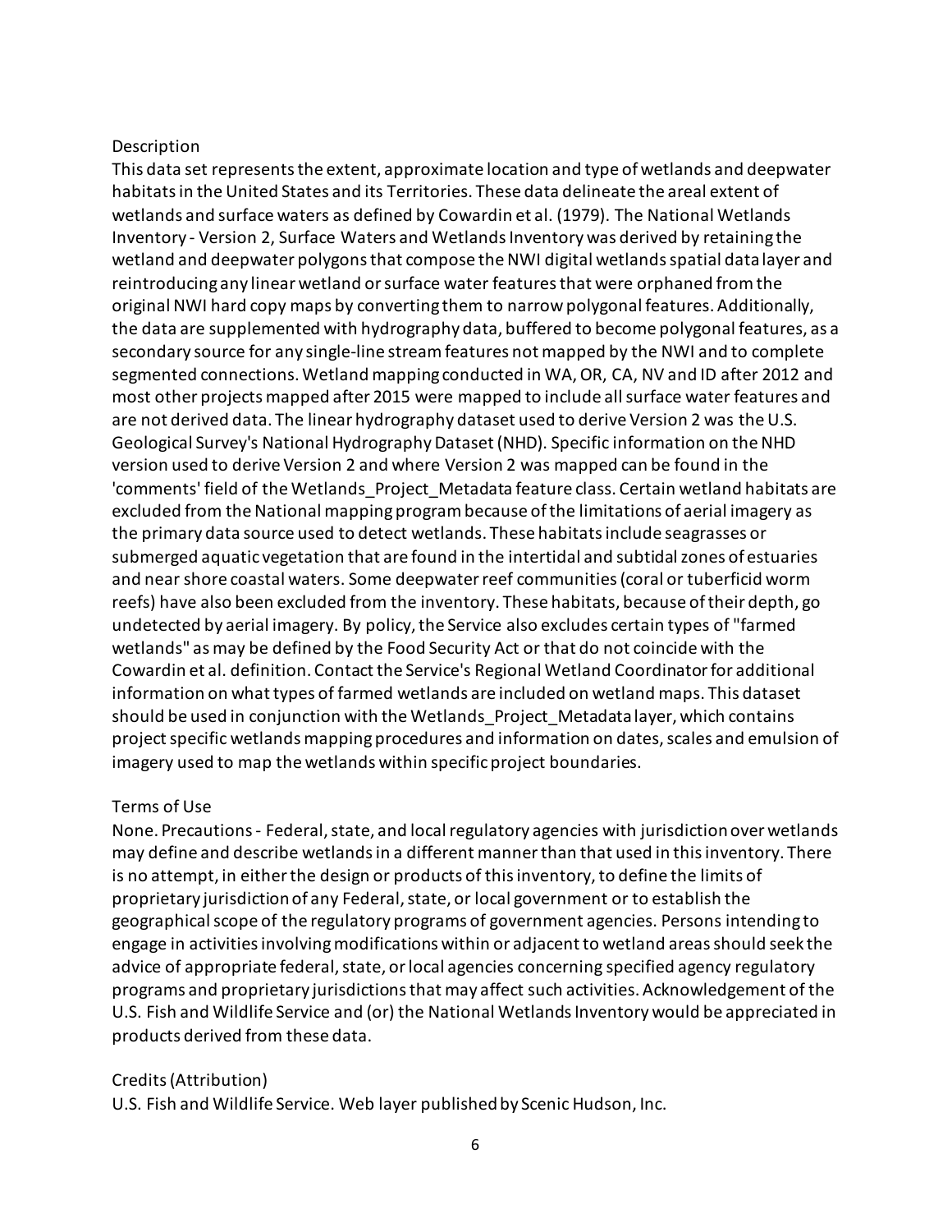Description

This data set represents the extent, approximate location and type of wetlands and deepwater habitats in the United States and its Territories. These data delineate the areal extent of wetlands and surface waters as defined by Cowardin et al. (1979). The National Wetlands Inventory - Version 2, Surface Waters and Wetlands Inventory was derived by retaining the wetland and deepwater polygons that compose the NWI digital wetlands spatial data layer and reintroducing any linear wetland or surface water features that were orphaned from the original NWI hard copy maps by converting them to narrow polygonal features. Additionally, the data are supplemented with hydrography data, buffered to become polygonal features, as a secondary source for any single-line stream features not mapped by the NWI and to complete segmented connections. Wetland mapping conducted in WA, OR, CA, NV and ID after 2012 and most other projects mapped after 2015 were mapped to include all surface water features and are not derived data. The linear hydrography dataset used to derive Version 2 was the U.S. Geological Survey's National Hydrography Dataset (NHD). Specific information on the NHD version used to derive Version 2 and where Version 2 was mapped can be found in the 'comments' field of the Wetlands_Project_Metadata feature class. Certain wetland habitats are excluded from the National mapping program because of the limitations of aerial imagery as the primary data source used to detect wetlands. These habitats include seagrasses or submerged aquatic vegetation that are found in the intertidal and subtidal zones of estuaries and near shore coastal waters. Some deepwater reef communities (coral or tuberficid worm reefs) have also been excluded from the inventory. These habitats, because of their depth, go undetected by aerial imagery. By policy, the Service also excludes certain types of "farmed wetlands" as may be defined by the Food Security Act or that do not coincide with the Cowardin et al. definition. Contact the Service's Regional Wetland Coordinator for additional information on what types of farmed wetlands are included on wetland maps. This dataset should be used in conjunction with the Wetlands_Project_Metadata layer, which contains project specific wetlands mapping procedures and information on dates, scales and emulsion of imagery used to map the wetlands within specific project boundaries.

Terms of Use

None. Precautions - Federal, state, and local regulatory agencies with jurisdiction over wetlands may define and describe wetlands in a different manner than that used in this inventory. There is no attempt, in either the design or products of this inventory, to define the limits of proprietary jurisdiction of any Federal, state, or local government or to establish the geographical scope of the regulatory programs of government agencies. Persons intending to engage in activities involving modifications within or adjacent to wetland areas should seek the advice of appropriate federal, state, or local agencies concerning specified agency regulatory programs and proprietary jurisdictions that may affect such activities. Acknowledgement of the U.S. Fish and Wildlife Service and (or) the National Wetlands Inventory would be appreciated in products derived from these data.

Credits (Attribution)

U.S. Fish and Wildlife Service. Web layer published by Scenic Hudson, Inc.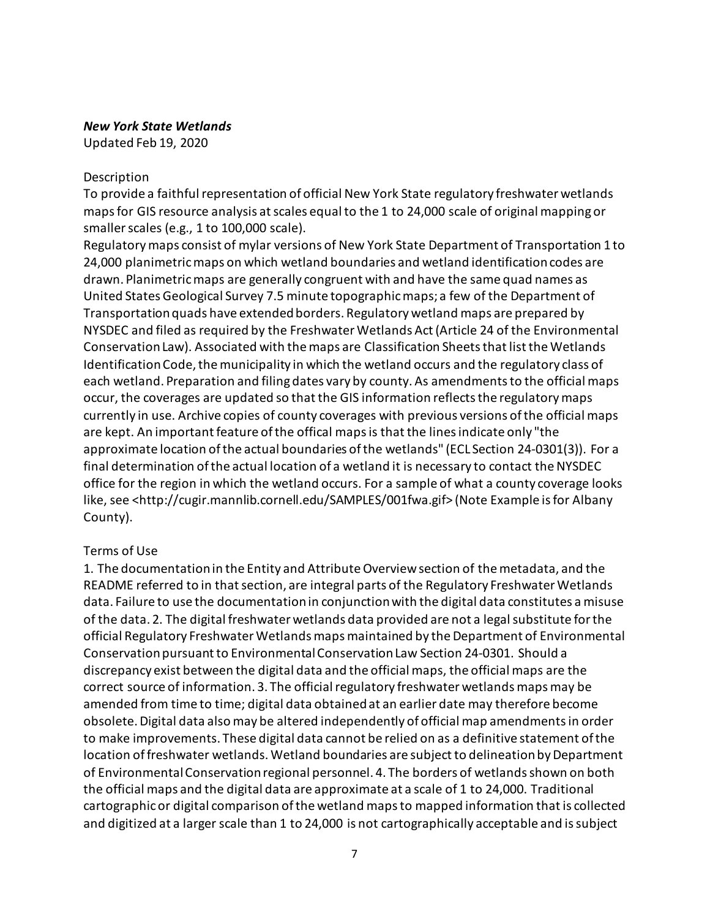***New York State Wetlands***

Updated Feb 19, 2020

Description

To provide a faithful representation of official New York State regulatory freshwater wetlands maps for GIS resource analysis at scales equal to the 1 to 24,000 scale of original mapping or smaller scales (e.g., 1 to 100,000 scale).

Regulatory maps consist of mylar versions of New York State Department of Transportation 1 to 24,000 planimetric maps on which wetland boundaries and wetland identification codes are drawn. Planimetric maps are generally congruent with and have the same quad names as United States Geological Survey 7.5 minute topographic maps; a few of the Department of Transportation quads have extended borders. Regulatory wetland maps are prepared by NYSDEC and filed as required by the Freshwater Wetlands Act (Article 24 of the Environmental Conservation Law). Associated with the maps are Classification Sheets that list the Wetlands Identification Code, the municipality in which the wetland occurs and the regulatory class of each wetland. Preparation and filing dates vary by county. As amendments to the official maps occur, the coverages are updated so that the GIS information reflects the regulatory maps currently in use. Archive copies of county coverages with previous versions of the official maps are kept. An important feature of the offical maps is that the lines indicate only "the approximate location of the actual boundaries of the wetlands" (ECL Section 24-0301(3)). For a final determination of the actual location of a wetland it is necessary to contact the NYSDEC office for the region in which the wetland occurs. For a sample of what a county coverage looks like, see <http://cugir.mannlib.cornell.edu/SAMPLES/001fwa.gif> (Note Example is for Albany County).

Terms of Use

1. The documentation in the Entity and Attribute Overview section of the metadata, and the README referred to in that section, are integral parts of the Regulatory Freshwater Wetlands data. Failure to use the documentation in conjunction with the digital data constitutes a misuse of the data. 2. The digital freshwater wetlands data provided are not a legal substitute for the official Regulatory Freshwater Wetlands maps maintained by the Department of Environmental Conservation pursuant to Environmental Conservation Law Section 24-0301. Should a discrepancy exist between the digital data and the official maps, the official maps are the correct source of information. 3. The official regulatory freshwater wetlands maps may be amended from time to time; digital data obtained at an earlier date may therefore become obsolete. Digital data also may be altered independently of official map amendments in order to make improvements. These digital data cannot be relied on as a definitive statement of the location of freshwater wetlands. Wetland boundaries are subject to delineation by Department of Environmental Conservation regional personnel. 4. The borders of wetlands shown on both the official maps and the digital data are approximate at a scale of 1 to 24,000. Traditional cartographic or digital comparison of the wetland maps to mapped information that is collected and digitized at a larger scale than 1 to 24,000 is not cartographically acceptable and is subject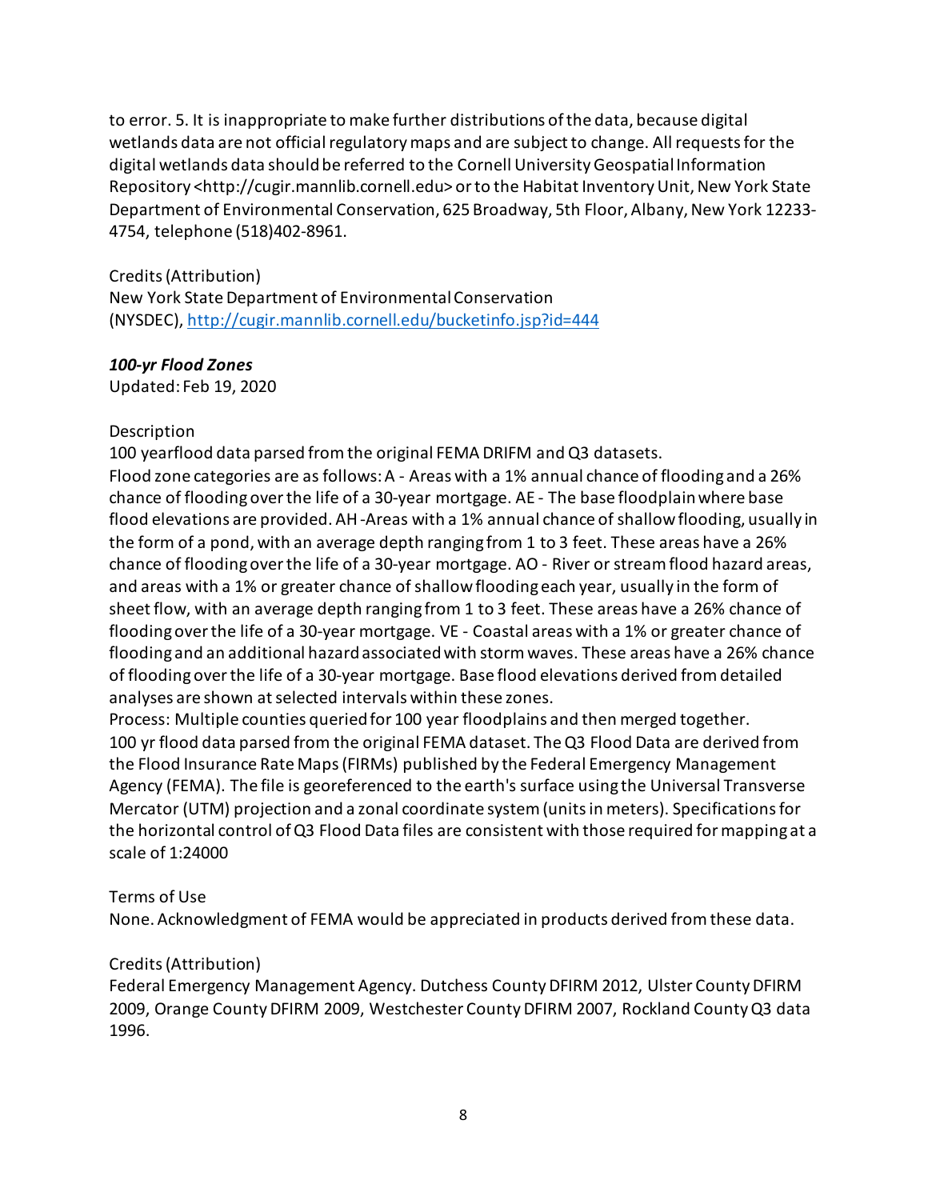to error. 5. It is inappropriate to make further distributions of the data, because digital wetlands data are not official regulatory maps and are subject to change. All requests for the digital wetlands data should be referred to the Cornell University Geospatial Information Repository <http://cugir.mannlib.cornell.edu> or to the Habitat Inventory Unit, New York State Department of Environmental Conservation, 625 Broadway, 5th Floor, Albany, New York 12233-4754, telephone (518)402-8961.

Credits (Attribution)
New York State Department of Environmental Conservation (NYSDEC), http://cugir.mannlib.cornell.edu/bucketinfo.jsp?id=444

***100-yr Flood Zones***
Updated: Feb 19, 2020

Description
100 yearflood data parsed from the original FEMA DRIFM and Q3 datasets.
Flood zone categories are as follows: A - Areas with a 1% annual chance of flooding and a 26% chance of flooding over the life of a 30-year mortgage. AE - The base floodplain where base flood elevations are provided. AH -Areas with a 1% annual chance of shallow flooding, usually in the form of a pond, with an average depth ranging from 1 to 3 feet. These areas have a 26% chance of flooding over the life of a 30-year mortgage. AO - River or stream flood hazard areas, and areas with a 1% or greater chance of shallow flooding each year, usually in the form of sheet flow, with an average depth ranging from 1 to 3 feet. These areas have a 26% chance of flooding over the life of a 30-year mortgage. VE - Coastal areas with a 1% or greater chance of flooding and an additional hazard associated with storm waves. These areas have a 26% chance of flooding over the life of a 30-year mortgage. Base flood elevations derived from detailed analyses are shown at selected intervals within these zones.
Process: Multiple counties queried for 100 year floodplains and then merged together.
100 yr flood data parsed from the original FEMA dataset. The Q3 Flood Data are derived from the Flood Insurance Rate Maps (FIRMs) published by the Federal Emergency Management Agency (FEMA). The file is georeferenced to the earth's surface using the Universal Transverse Mercator (UTM) projection and a zonal coordinate system (units in meters). Specifications for the horizontal control of Q3 Flood Data files are consistent with those required for mapping at a scale of 1:24000

Terms of Use
None. Acknowledgment of FEMA would be appreciated in products derived from these data.

Credits (Attribution)
Federal Emergency Management Agency. Dutchess County DFIRM 2012, Ulster County DFIRM 2009, Orange County DFIRM 2009, Westchester County DFIRM 2007, Rockland County Q3 data 1996.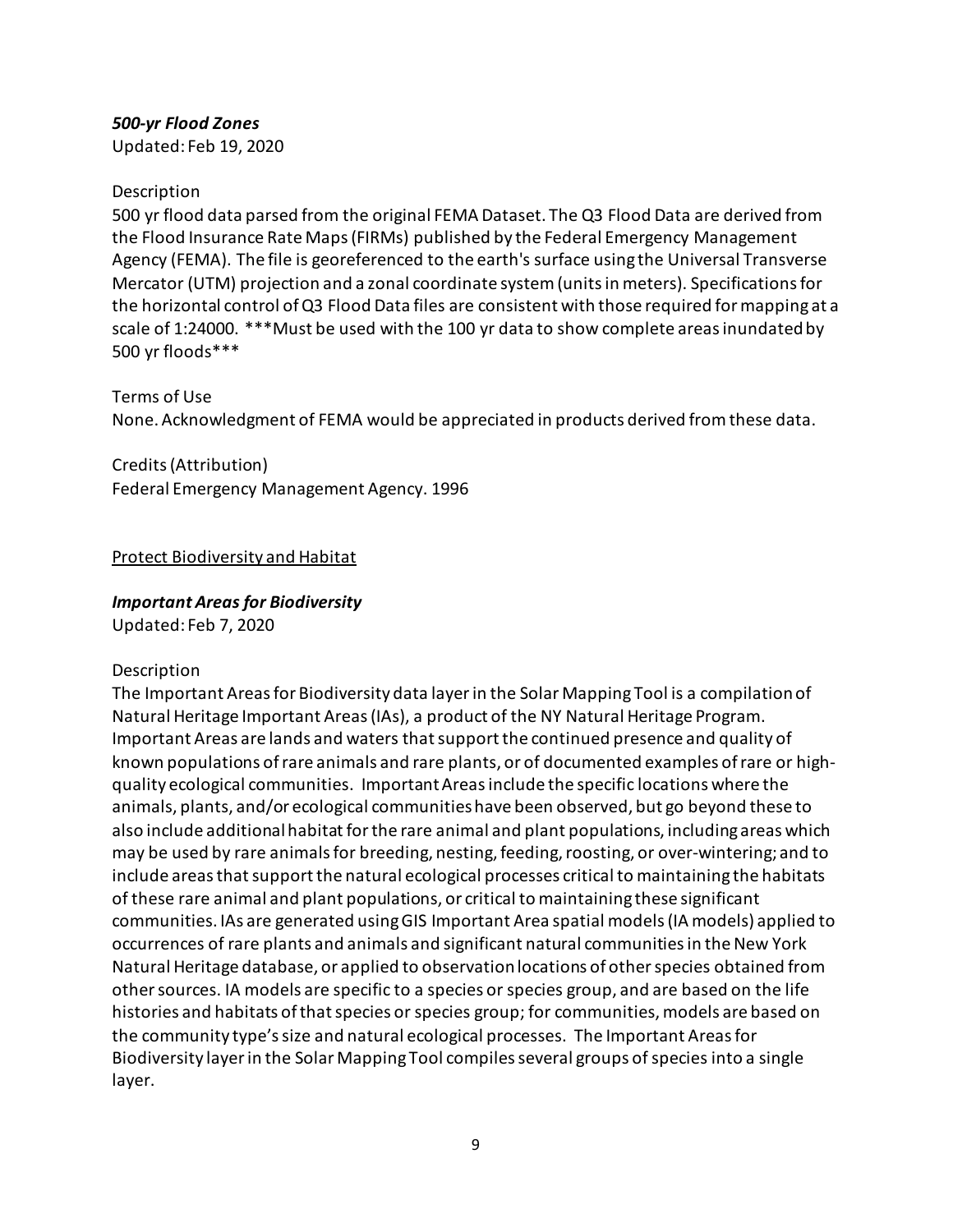***500-yr Flood Zones***

Updated: Feb 19, 2020

Description

500 yr flood data parsed from the original FEMA Dataset. The Q3 Flood Data are derived from the Flood Insurance Rate Maps (FIRMs) published by the Federal Emergency Management Agency (FEMA). The file is georeferenced to the earth's surface using the Universal Transverse Mercator (UTM) projection and a zonal coordinate system (units in meters). Specifications for the horizontal control of Q3 Flood Data files are consistent with those required for mapping at a scale of 1:24000. ***Must be used with the 100 yr data to show complete areas inundated by 500 yr floods***

Terms of Use

None. Acknowledgment of FEMA would be appreciated in products derived from these data.

Credits (Attribution)

Federal Emergency Management Agency. 1996

<u>Protect Biodiversity and Habitat</u>

***Important Areas for Biodiversity***

Updated: Feb 7, 2020

Description

The Important Areas for Biodiversity data layer in the Solar Mapping Tool is a compilation of Natural Heritage Important Areas (IAs), a product of the NY Natural Heritage Program. Important Areas are lands and waters that support the continued presence and quality of known populations of rare animals and rare plants, or of documented examples of rare or high-quality ecological communities. Important Areas include the specific locations where the animals, plants, and/or ecological communities have been observed, but go beyond these to also include additional habitat for the rare animal and plant populations, including areas which may be used by rare animals for breeding, nesting, feeding, roosting, or over-wintering; and to include areas that support the natural ecological processes critical to maintaining the habitats of these rare animal and plant populations, or critical to maintaining these significant communities. IAs are generated using GIS Important Area spatial models (IA models) applied to occurrences of rare plants and animals and significant natural communities in the New York Natural Heritage database, or applied to observation locations of other species obtained from other sources. IA models are specific to a species or species group, and are based on the life histories and habitats of that species or species group; for communities, models are based on the community type's size and natural ecological processes. The Important Areas for Biodiversity layer in the Solar Mapping Tool compiles several groups of species into a single layer.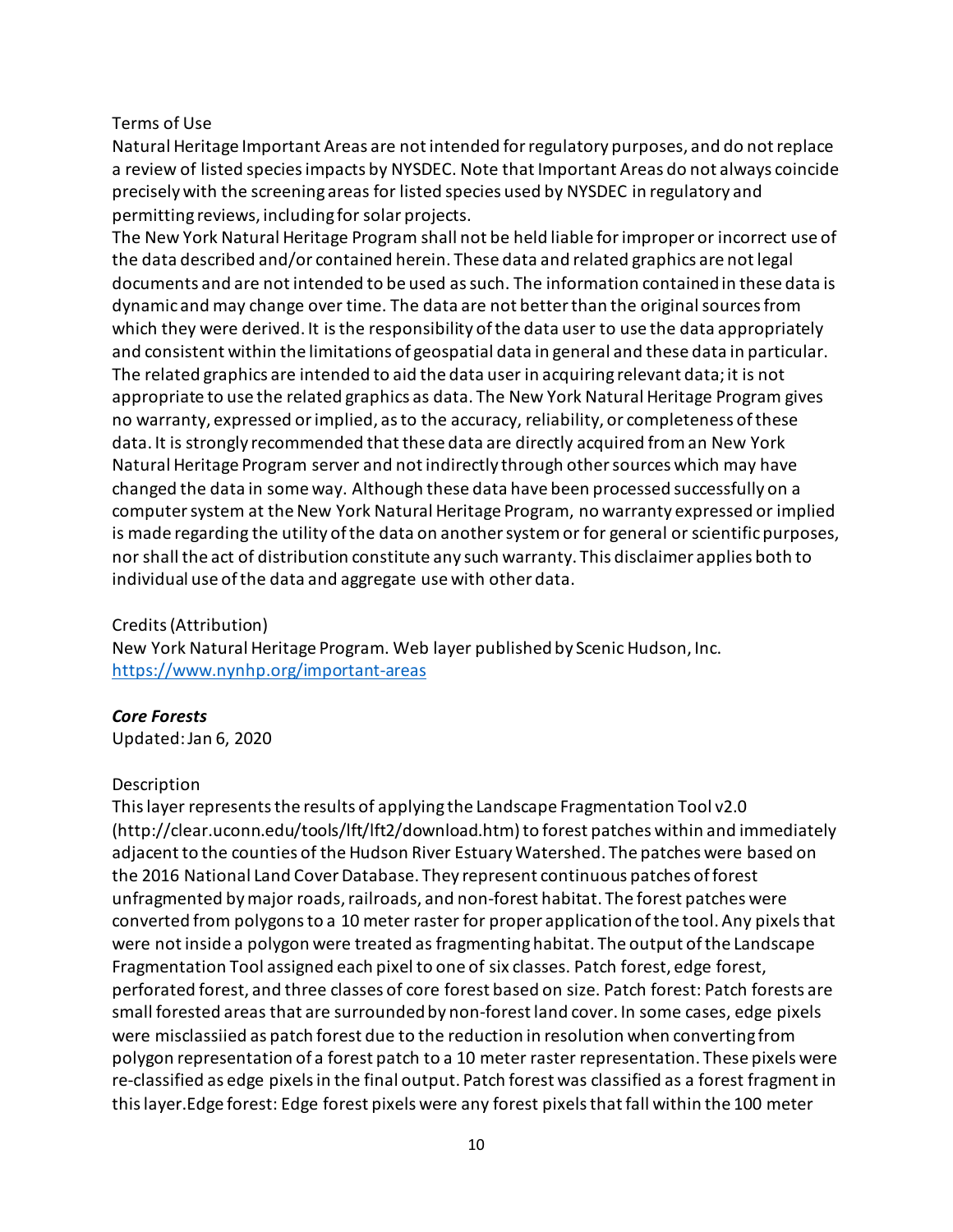Terms of Use

Natural Heritage Important Areas are not intended for regulatory purposes, and do not replace a review of listed species impacts by NYSDEC. Note that Important Areas do not always coincide precisely with the screening areas for listed species used by NYSDEC in regulatory and permitting reviews, including for solar projects.

The New York Natural Heritage Program shall not be held liable for improper or incorrect use of the data described and/or contained herein. These data and related graphics are not legal documents and are not intended to be used as such. The information contained in these data is dynamic and may change over time. The data are not better than the original sources from which they were derived. It is the responsibility of the data user to use the data appropriately and consistent within the limitations of geospatial data in general and these data in particular. The related graphics are intended to aid the data user in acquiring relevant data; it is not appropriate to use the related graphics as data. The New York Natural Heritage Program gives no warranty, expressed or implied, as to the accuracy, reliability, or completeness of these data. It is strongly recommended that these data are directly acquired from an New York Natural Heritage Program server and not indirectly through other sources which may have changed the data in some way. Although these data have been processed successfully on a computer system at the New York Natural Heritage Program, no warranty expressed or implied is made regarding the utility of the data on another system or for general or scientific purposes, nor shall the act of distribution constitute any such warranty. This disclaimer applies both to individual use of the data and aggregate use with other data.

Credits (Attribution)

New York Natural Heritage Program. Web layer published by Scenic Hudson, Inc.
https://www.nynhp.org/important-areas

***Core Forests***

Updated: Jan 6, 2020

Description

This layer represents the results of applying the Landscape Fragmentation Tool v2.0 (http://clear.uconn.edu/tools/lft/lft2/download.htm) to forest patches within and immediately adjacent to the counties of the Hudson River Estuary Watershed. The patches were based on the 2016 National Land Cover Database. They represent continuous patches of forest unfragmented by major roads, railroads, and non-forest habitat. The forest patches were converted from polygons to a 10 meter raster for proper application of the tool. Any pixels that were not inside a polygon were treated as fragmenting habitat. The output of the Landscape Fragmentation Tool assigned each pixel to one of six classes. Patch forest, edge forest, perforated forest, and three classes of core forest based on size. Patch forest: Patch forests are small forested areas that are surrounded by non-forest land cover. In some cases, edge pixels were misclassiied as patch forest due to the reduction in resolution when converting from polygon representation of a forest patch to a 10 meter raster representation. These pixels were re-classified as edge pixels in the final output. Patch forest was classified as a forest fragment in this layer.Edge forest: Edge forest pixels were any forest pixels that fall within the 100 meter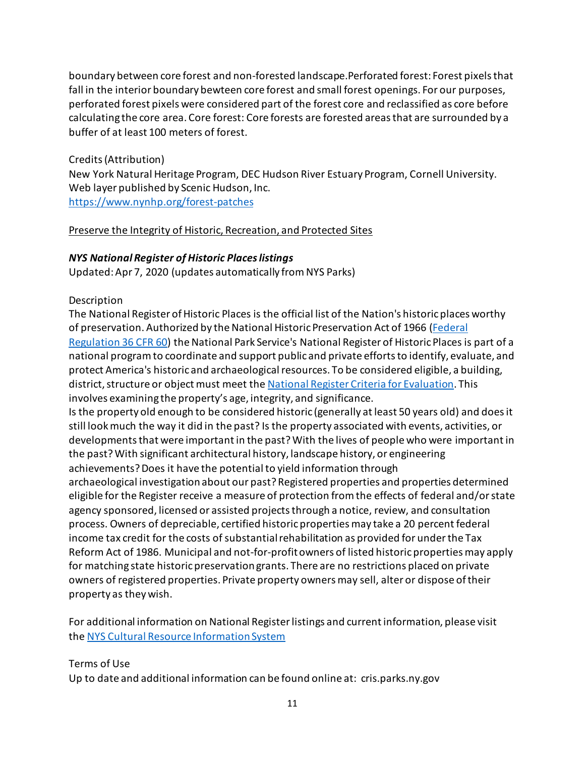boundary between core forest and non-forested landscape.Perforated forest: Forest pixels that fall in the interior boundary bewteen core forest and small forest openings. For our purposes, perforated forest pixels were considered part of the forest core and reclassified as core before calculating the core area. Core forest: Core forests are forested areas that are surrounded by a buffer of at least 100 meters of forest.

Credits (Attribution)
New York Natural Heritage Program, DEC Hudson River Estuary Program, Cornell University. Web layer published by Scenic Hudson, Inc.
[https://www.nynhp.org/forest-patches](https://www.nynhp.org/forest-patches)

Preserve the Integrity of Historic, Recreation, and Protected Sites

***NYS National Register of Historic Places listings***
Updated: Apr 7, 2020 (updates automatically from NYS Parks)

Description
The National Register of Historic Places is the official list of the Nation's historic places worthy of preservation. Authorized by the National Historic Preservation Act of 1966 (Federal Regulation 36 CFR 60) the National Park Service's National Register of Historic Places is part of a national program to coordinate and support public and private efforts to identify, evaluate, and protect America's historic and archaeological resources. To be considered eligible, a building, district, structure or object must meet the National Register Criteria for Evaluation. This involves examining the property's age, integrity, and significance.
Is the property old enough to be considered historic (generally at least 50 years old) and does it still look much the way it did in the past? Is the property associated with events, activities, or developments that were important in the past? With the lives of people who were important in the past? With significant architectural history, landscape history, or engineering achievements? Does it have the potential to yield information through archaeological investigation about our past? Registered properties and properties determined eligible for the Register receive a measure of protection from the effects of federal and/or state agency sponsored, licensed or assisted projects through a notice, review, and consultation process. Owners of depreciable, certified historic properties may take a 20 percent federal income tax credit for the costs of substantial rehabilitation as provided for under the Tax Reform Act of 1986. Municipal and not-for-profit owners of listed historic properties may apply for matching state historic preservation grants. There are no restrictions placed on private owners of registered properties. Private property owners may sell, alter or dispose of their property as they wish.

For additional information on National Register listings and current information, please visit the NYS Cultural Resource Information System

Terms of Use
Up to date and additional information can be found online at: cris.parks.ny.gov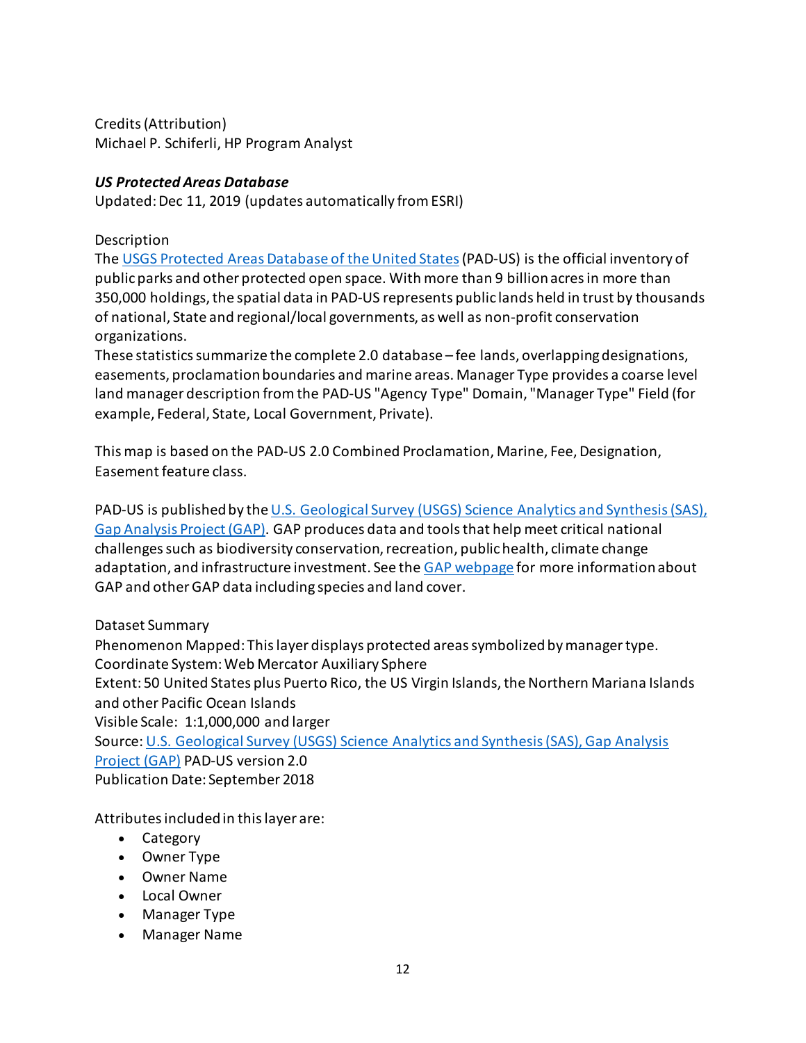Credits (Attribution)
Michael P. Schiferli, HP Program Analyst

***US Protected Areas Database***
Updated: Dec 11, 2019 (updates automatically from ESRI)

Description
The USGS Protected Areas Database of the United States (PAD-US) is the official inventory of public parks and other protected open space. With more than 9 billion acres in more than 350,000 holdings, the spatial data in PAD-US represents public lands held in trust by thousands of national, State and regional/local governments, as well as non-profit conservation organizations.
These statistics summarize the complete 2.0 database – fee lands, overlapping designations, easements, proclamation boundaries and marine areas. Manager Type provides a coarse level land manager description from the PAD-US "Agency Type" Domain, "Manager Type" Field (for example, Federal, State, Local Government, Private).

This map is based on the PAD-US 2.0 Combined Proclamation, Marine, Fee, Designation, Easement feature class.

PAD-US is published by the U.S. Geological Survey (USGS) Science Analytics and Synthesis (SAS), Gap Analysis Project (GAP). GAP produces data and tools that help meet critical national challenges such as biodiversity conservation, recreation, public health, climate change adaptation, and infrastructure investment. See the GAP webpage for more information about GAP and other GAP data including species and land cover.

Dataset Summary
Phenomenon Mapped: This layer displays protected areas symbolized by manager type.
Coordinate System: Web Mercator Auxiliary Sphere
Extent: 50 United States plus Puerto Rico, the US Virgin Islands, the Northern Mariana Islands and other Pacific Ocean Islands
Visible Scale: 1:1,000,000 and larger
Source: U.S. Geological Survey (USGS) Science Analytics and Synthesis (SAS), Gap Analysis Project (GAP) PAD-US version 2.0
Publication Date: September 2018

Attributes included in this layer are:

- Category
- Owner Type
- Owner Name
- Local Owner
- Manager Type
- Manager Name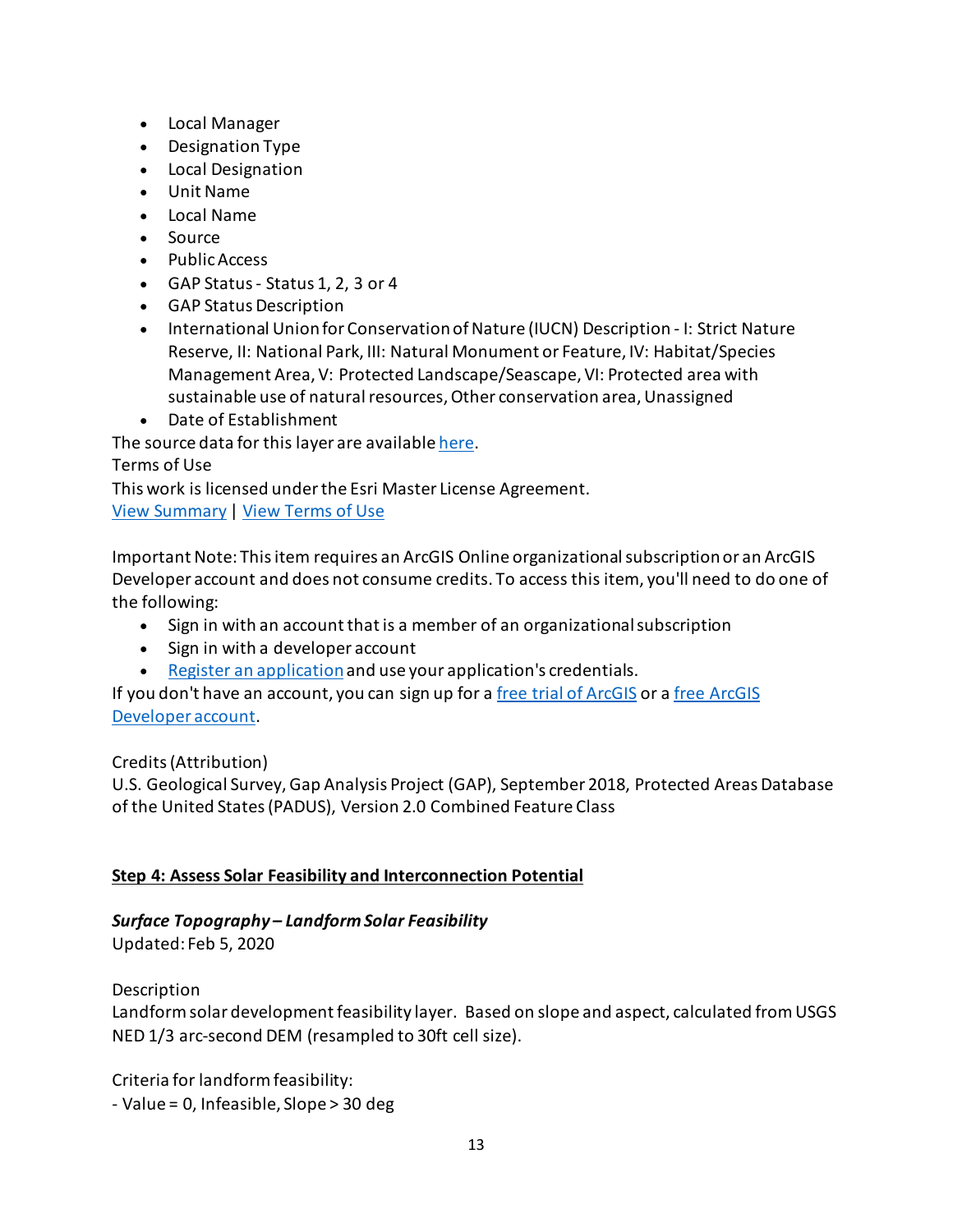- Local Manager
- Designation Type
- Local Designation
- Unit Name
- Local Name
- Source
- Public Access
- GAP Status - Status 1, 2, 3 or 4
- GAP Status Description
- International Union for Conservation of Nature (IUCN) Description - I: Strict Nature Reserve, II: National Park, III: Natural Monument or Feature, IV: Habitat/Species Management Area, V: Protected Landscape/Seascape, VI: Protected area with sustainable use of natural resources, Other conservation area, Unassigned
- Date of Establishment

The source data for this layer are available here.

Terms of Use

This work is licensed under the Esri Master License Agreement.

View Summary | View Terms of Use

Important Note: This item requires an ArcGIS Online organizational subscription or an ArcGIS Developer account and does not consume credits. To access this item, you'll need to do one of the following:

- Sign in with an account that is a member of an organizational subscription
- Sign in with a developer account
- Register an application and use your application's credentials.

If you don't have an account, you can sign up for a free trial of ArcGIS or a free ArcGIS Developer account.

Credits (Attribution)

U.S. Geological Survey, Gap Analysis Project (GAP), September 2018, Protected Areas Database of the United States (PADUS), Version 2.0 Combined Feature Class

## Step 4: Assess Solar Feasibility and Interconnection Potential

***Surface Topography – Landform Solar Feasibility***

Updated: Feb 5, 2020

Description

Landform solar development feasibility layer. Based on slope and aspect, calculated from USGS NED 1/3 arc-second DEM (resampled to 30ft cell size).

Criteria for landform feasibility:

- Value = 0, Infeasible, Slope > 30 deg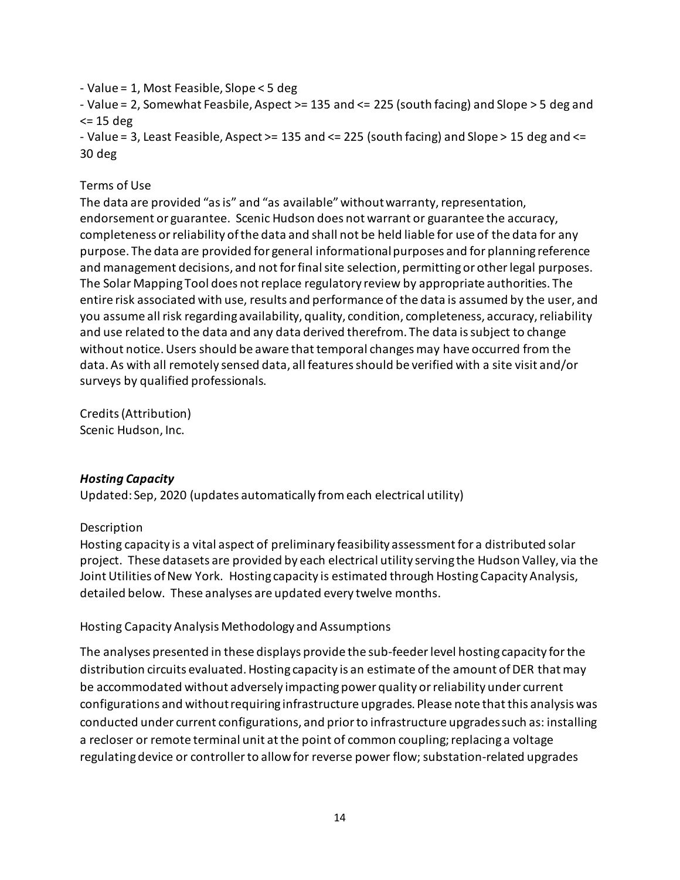- Value = 1, Most Feasible, Slope < 5 deg
- Value = 2, Somewhat Feasbile, Aspect >= 135 and <= 225 (south facing) and Slope > 5 deg and <= 15 deg
- Value = 3, Least Feasible, Aspect >= 135 and <= 225 (south facing) and Slope > 15 deg and <= 30 deg

Terms of Use

The data are provided "as is" and "as available" without warranty, representation, endorsement or guarantee. Scenic Hudson does not warrant or guarantee the accuracy, completeness or reliability of the data and shall not be held liable for use of the data for any purpose. The data are provided for general informational purposes and for planning reference and management decisions, and not for final site selection, permitting or other legal purposes. The Solar Mapping Tool does not replace regulatory review by appropriate authorities. The entire risk associated with use, results and performance of the data is assumed by the user, and you assume all risk regarding availability, quality, condition, completeness, accuracy, reliability and use related to the data and any data derived therefrom. The data is subject to change without notice. Users should be aware that temporal changes may have occurred from the data. As with all remotely sensed data, all features should be verified with a site visit and/or surveys by qualified professionals.

Credits (Attribution)

Scenic Hudson, Inc.

### *Hosting Capacity*

Updated: Sep, 2020 (updates automatically from each electrical utility)

Description

Hosting capacity is a vital aspect of preliminary feasibility assessment for a distributed solar project. These datasets are provided by each electrical utility serving the Hudson Valley, via the Joint Utilities of New York. Hosting capacity is estimated through Hosting Capacity Analysis, detailed below. These analyses are updated every twelve months.

Hosting Capacity Analysis Methodology and Assumptions

The analyses presented in these displays provide the sub-feeder level hosting capacity for the distribution circuits evaluated. Hosting capacity is an estimate of the amount of DER that may be accommodated without adversely impacting power quality or reliability under current configurations and without requiring infrastructure upgrades. Please note that this analysis was conducted under current configurations, and prior to infrastructure upgrades such as: installing a recloser or remote terminal unit at the point of common coupling; replacing a voltage regulating device or controller to allow for reverse power flow; substation-related upgrades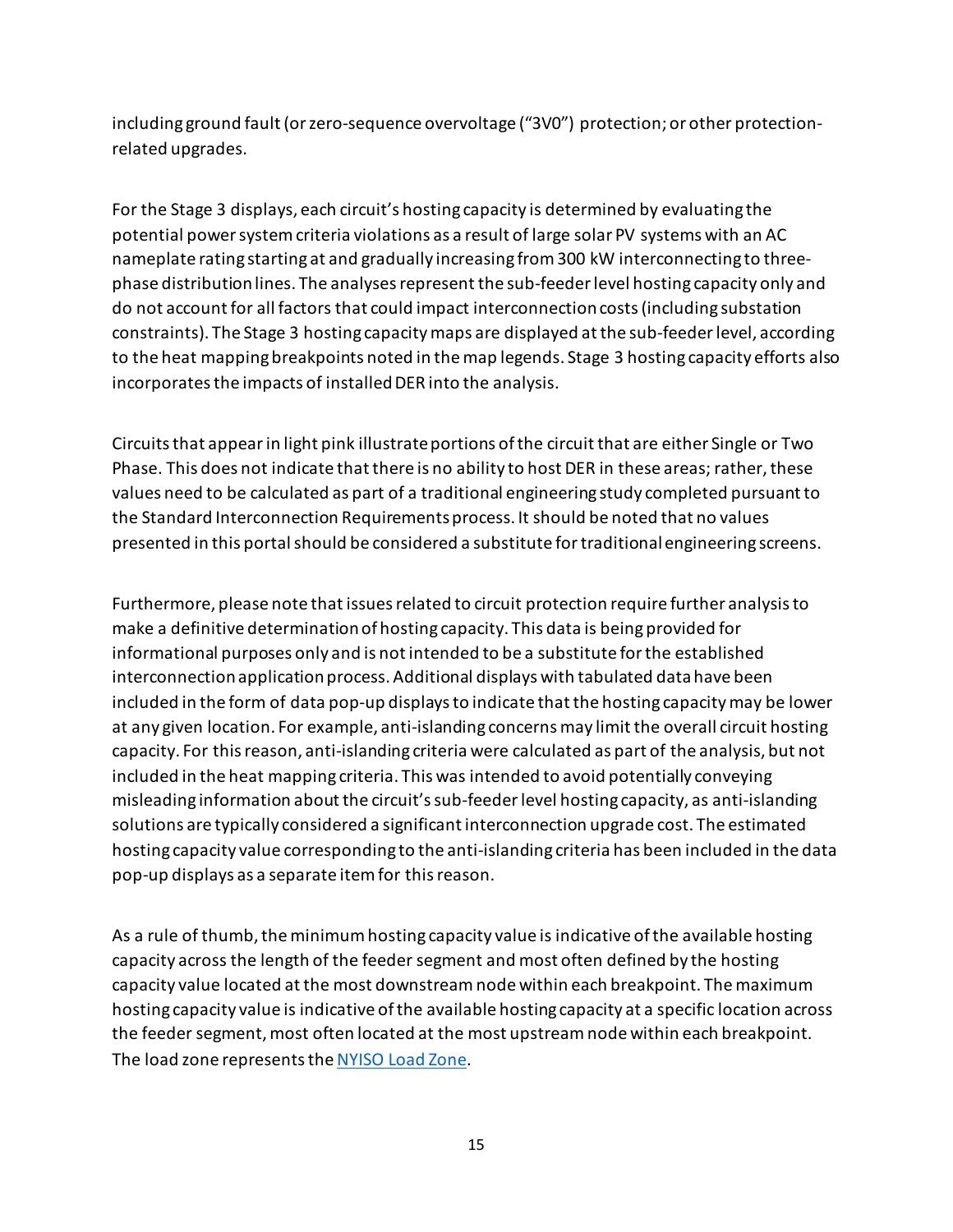including ground fault (or zero-sequence overvoltage ("3V0") protection; or other protection-related upgrades.

For the Stage 3 displays, each circuit's hosting capacity is determined by evaluating the potential power system criteria violations as a result of large solar PV systems with an AC nameplate rating starting at and gradually increasing from 300 kW interconnecting to three-phase distribution lines. The analyses represent the sub-feeder level hosting capacity only and do not account for all factors that could impact interconnection costs (including substation constraints). The Stage 3 hosting capacity maps are displayed at the sub-feeder level, according to the heat mapping breakpoints noted in the map legends. Stage 3 hosting capacity efforts also incorporates the impacts of installed DER into the analysis.

Circuits that appear in light pink illustrate portions of the circuit that are either Single or Two Phase. This does not indicate that there is no ability to host DER in these areas; rather, these values need to be calculated as part of a traditional engineering study completed pursuant to the Standard Interconnection Requirements process. It should be noted that no values presented in this portal should be considered a substitute for traditional engineering screens.

Furthermore, please note that issues related to circuit protection require further analysis to make a definitive determination of hosting capacity. This data is being provided for informational purposes only and is not intended to be a substitute for the established interconnection application process. Additional displays with tabulated data have been included in the form of data pop-up displays to indicate that the hosting capacity may be lower at any given location. For example, anti-islanding concerns may limit the overall circuit hosting capacity. For this reason, anti-islanding criteria were calculated as part of the analysis, but not included in the heat mapping criteria. This was intended to avoid potentially conveying misleading information about the circuit's sub-feeder level hosting capacity, as anti-islanding solutions are typically considered a significant interconnection upgrade cost. The estimated hosting capacity value corresponding to the anti-islanding criteria has been included in the data pop-up displays as a separate item for this reason.

As a rule of thumb, the minimum hosting capacity value is indicative of the available hosting capacity across the length of the feeder segment and most often defined by the hosting capacity value located at the most downstream node within each breakpoint. The maximum hosting capacity value is indicative of the available hosting capacity at a specific location across the feeder segment, most often located at the most upstream node within each breakpoint. The load zone represents the NYISO Load Zone.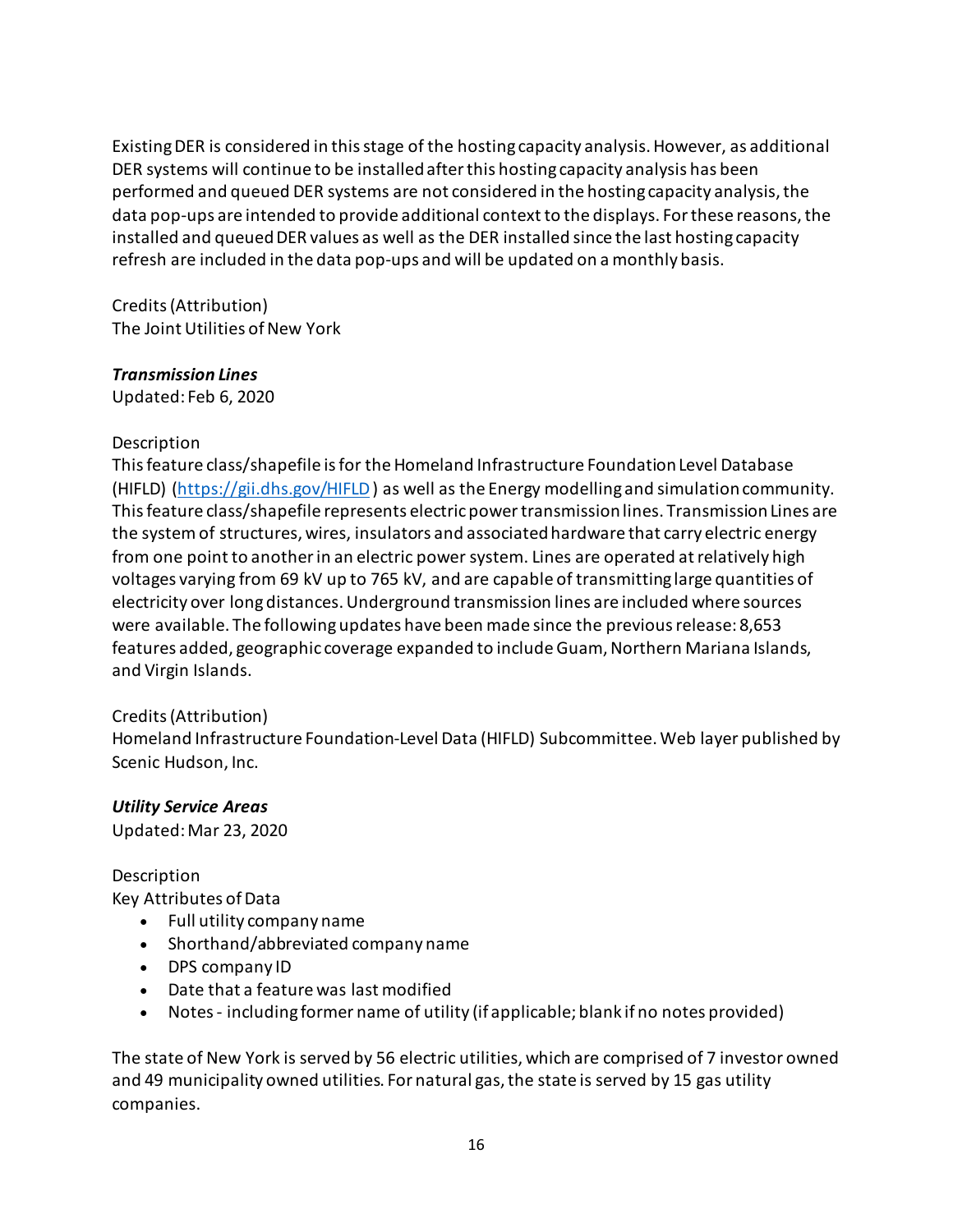Existing DER is considered in this stage of the hosting capacity analysis. However, as additional DER systems will continue to be installed after this hosting capacity analysis has been performed and queued DER systems are not considered in the hosting capacity analysis, the data pop-ups are intended to provide additional context to the displays. For these reasons, the installed and queued DER values as well as the DER installed since the last hosting capacity refresh are included in the data pop-ups and will be updated on a monthly basis.

Credits (Attribution)
The Joint Utilities of New York

***Transmission Lines***
Updated: Feb 6, 2020

Description
This feature class/shapefile is for the Homeland Infrastructure Foundation Level Database (HIFLD) (https://gii.dhs.gov/HIFLD) as well as the Energy modelling and simulation community. This feature class/shapefile represents electric power transmission lines. Transmission Lines are the system of structures, wires, insulators and associated hardware that carry electric energy from one point to another in an electric power system. Lines are operated at relatively high voltages varying from 69 kV up to 765 kV, and are capable of transmitting large quantities of electricity over long distances. Underground transmission lines are included where sources were available. The following updates have been made since the previous release: 8,653 features added, geographic coverage expanded to include Guam, Northern Mariana Islands, and Virgin Islands.

Credits (Attribution)
Homeland Infrastructure Foundation-Level Data (HIFLD) Subcommittee. Web layer published by Scenic Hudson, Inc.

***Utility Service Areas***
Updated: Mar 23, 2020

Description
Key Attributes of Data

- Full utility company name
- Shorthand/abbreviated company name
- DPS company ID
- Date that a feature was last modified
- Notes - including former name of utility (if applicable; blank if no notes provided)

The state of New York is served by 56 electric utilities, which are comprised of 7 investor owned and 49 municipality owned utilities. For natural gas, the state is served by 15 gas utility companies.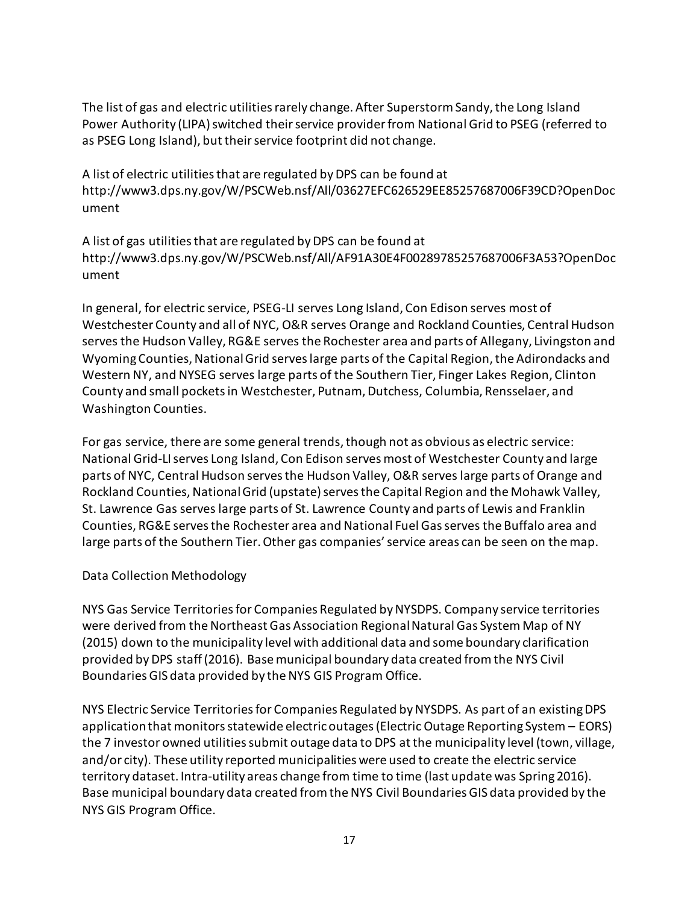The list of gas and electric utilities rarely change. After Superstorm Sandy, the Long Island Power Authority (LIPA) switched their service provider from National Grid to PSEG (referred to as PSEG Long Island), but their service footprint did not change.

A list of electric utilities that are regulated by DPS can be found at http://www3.dps.ny.gov/W/PSCWeb.nsf/All/03627EFC626529EE85257687006F39CD?OpenDocument

A list of gas utilities that are regulated by DPS can be found at http://www3.dps.ny.gov/W/PSCWeb.nsf/All/AF91A30E4F00289785257687006F3A53?OpenDocument

In general, for electric service, PSEG-LI serves Long Island, Con Edison serves most of Westchester County and all of NYC, O&R serves Orange and Rockland Counties, Central Hudson serves the Hudson Valley, RG&E serves the Rochester area and parts of Allegany, Livingston and Wyoming Counties, National Grid serves large parts of the Capital Region, the Adirondacks and Western NY, and NYSEG serves large parts of the Southern Tier, Finger Lakes Region, Clinton County and small pockets in Westchester, Putnam, Dutchess, Columbia, Rensselaer, and Washington Counties.

For gas service, there are some general trends, though not as obvious as electric service: National Grid-LI serves Long Island, Con Edison serves most of Westchester County and large parts of NYC, Central Hudson serves the Hudson Valley, O&R serves large parts of Orange and Rockland Counties, National Grid (upstate) serves the Capital Region and the Mohawk Valley, St. Lawrence Gas serves large parts of St. Lawrence County and parts of Lewis and Franklin Counties, RG&E serves the Rochester area and National Fuel Gas serves the Buffalo area and large parts of the Southern Tier. Other gas companies' service areas can be seen on the map.

## Data Collection Methodology

NYS Gas Service Territories for Companies Regulated by NYSDPS. Company service territories were derived from the Northeast Gas Association Regional Natural Gas System Map of NY (2015) down to the municipality level with additional data and some boundary clarification provided by DPS staff (2016). Base municipal boundary data created from the NYS Civil Boundaries GIS data provided by the NYS GIS Program Office.

NYS Electric Service Territories for Companies Regulated by NYSDPS. As part of an existing DPS application that monitors statewide electric outages (Electric Outage Reporting System – EORS) the 7 investor owned utilities submit outage data to DPS at the municipality level (town, village, and/or city). These utility reported municipalities were used to create the electric service territory dataset. Intra-utility areas change from time to time (last update was Spring 2016). Base municipal boundary data created from the NYS Civil Boundaries GIS data provided by the NYS GIS Program Office.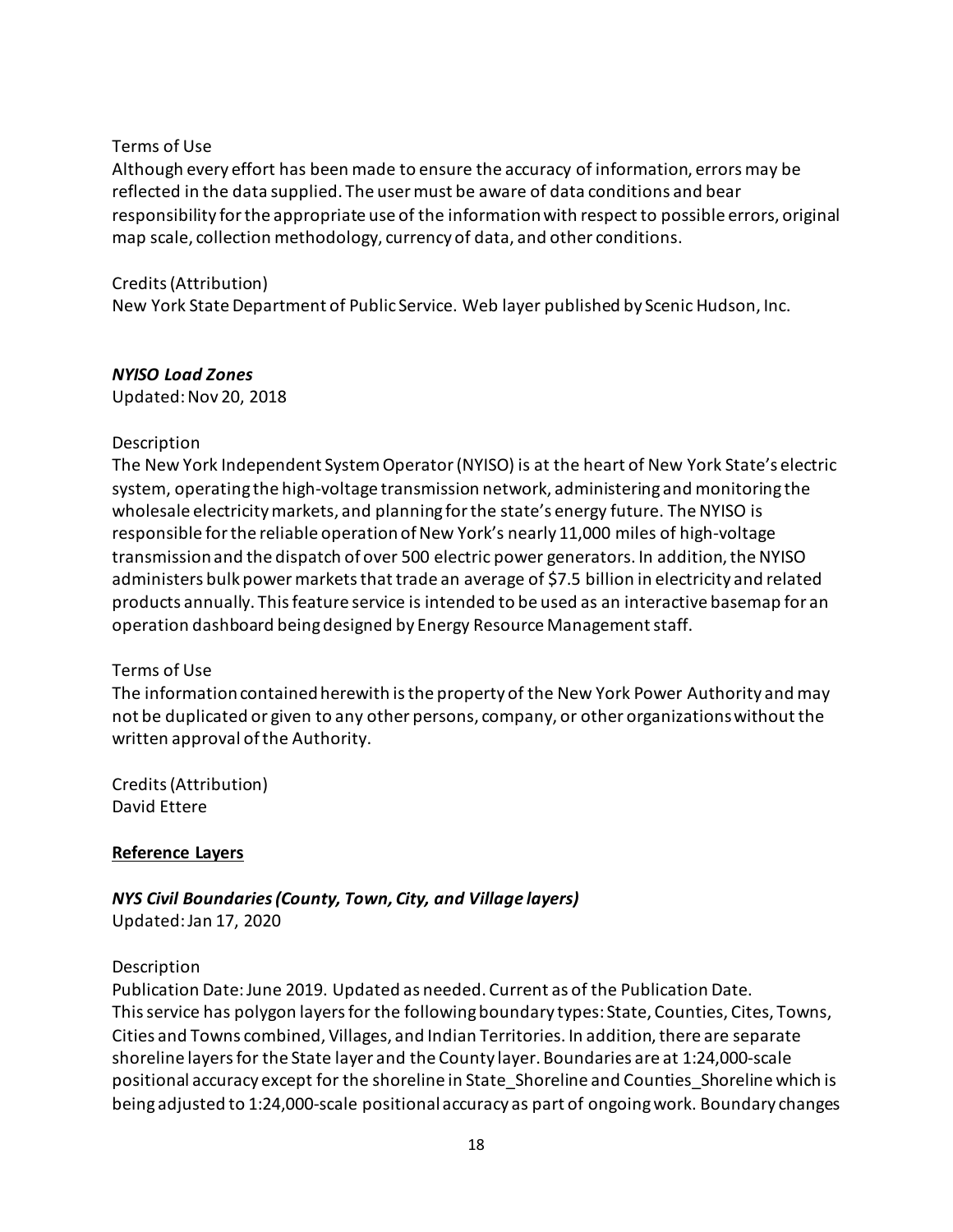Terms of Use

Although every effort has been made to ensure the accuracy of information, errors may be reflected in the data supplied. The user must be aware of data conditions and bear responsibility for the appropriate use of the information with respect to possible errors, original map scale, collection methodology, currency of data, and other conditions.

Credits (Attribution)

New York State Department of Public Service. Web layer published by Scenic Hudson, Inc.

***NYISO Load Zones***

Updated: Nov 20, 2018

Description

The New York Independent System Operator (NYISO) is at the heart of New York State's electric system, operating the high-voltage transmission network, administering and monitoring the wholesale electricity markets, and planning for the state's energy future. The NYISO is responsible for the reliable operation of New York's nearly 11,000 miles of high-voltage transmission and the dispatch of over 500 electric power generators. In addition, the NYISO administers bulk power markets that trade an average of $7.5 billion in electricity and related products annually. This feature service is intended to be used as an interactive basemap for an operation dashboard being designed by Energy Resource Management staff.

Terms of Use

The information contained herewith is the property of the New York Power Authority and may not be duplicated or given to any other persons, company, or other organizations without the written approval of the Authority.

Credits (Attribution)

David Ettere

**Reference Layers**

***NYS Civil Boundaries (County, Town, City, and Village layers)***

Updated: Jan 17, 2020

Description

Publication Date: June 2019. Updated as needed. Current as of the Publication Date.
This service has polygon layers for the following boundary types: State, Counties, Cites, Towns, Cities and Towns combined, Villages, and Indian Territories. In addition, there are separate shoreline layers for the State layer and the County layer. Boundaries are at 1:24,000-scale positional accuracy except for the shoreline in State_Shoreline and Counties_Shoreline which is being adjusted to 1:24,000-scale positional accuracy as part of ongoing work. Boundary changes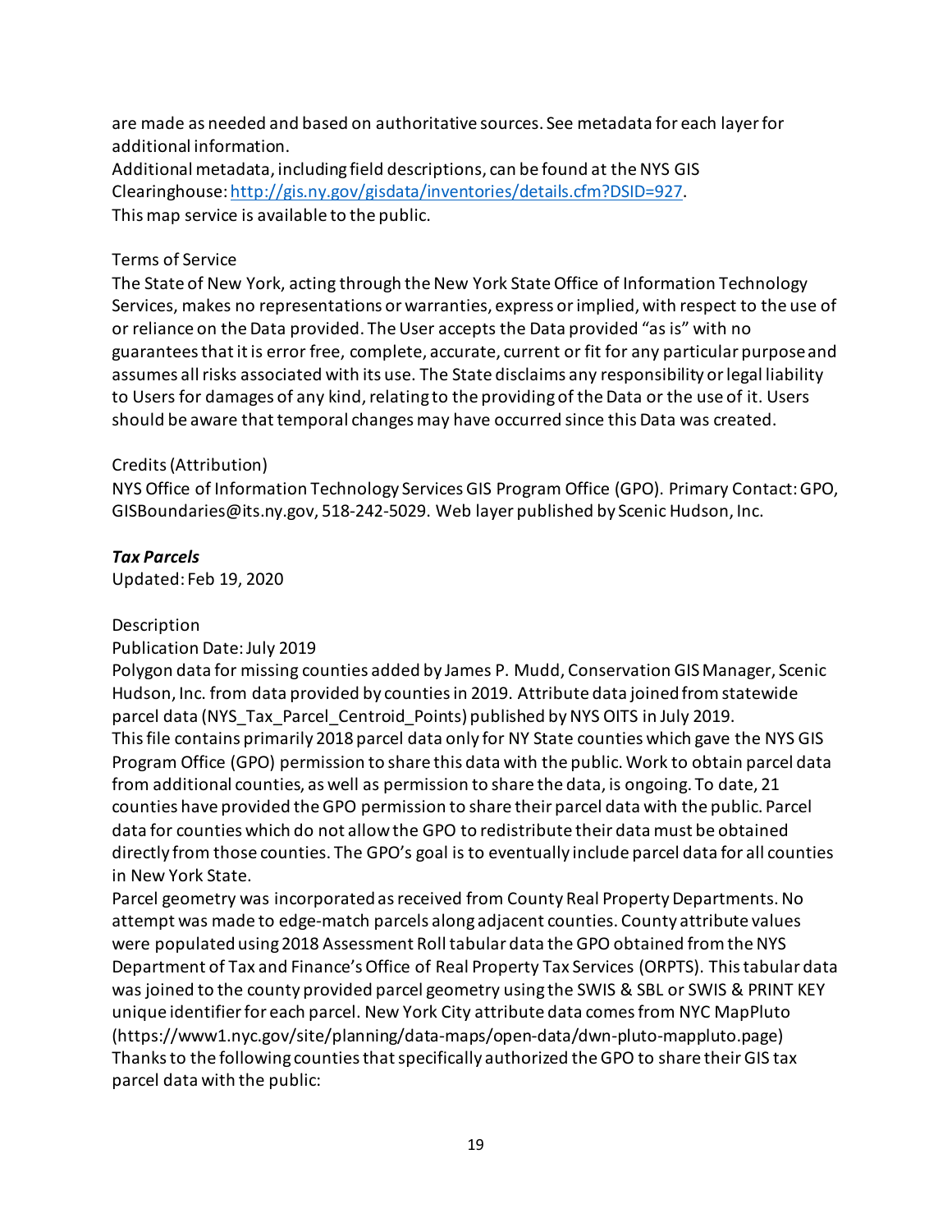are made as needed and based on authoritative sources. See metadata for each layer for additional information.
Additional metadata, including field descriptions, can be found at the NYS GIS Clearinghouse: http://gis.ny.gov/gisdata/inventories/details.cfm?DSID=927.
This map service is available to the public.

Terms of Service
The State of New York, acting through the New York State Office of Information Technology Services, makes no representations or warranties, express or implied, with respect to the use of or reliance on the Data provided. The User accepts the Data provided "as is" with no guarantees that it is error free, complete, accurate, current or fit for any particular purpose and assumes all risks associated with its use. The State disclaims any responsibility or legal liability to Users for damages of any kind, relating to the providing of the Data or the use of it. Users should be aware that temporal changes may have occurred since this Data was created.

Credits (Attribution)
NYS Office of Information Technology Services GIS Program Office (GPO). Primary Contact: GPO, GISBoundaries@its.ny.gov, 518-242-5029. Web layer published by Scenic Hudson, Inc.

***Tax Parcels***
Updated: Feb 19, 2020

Description
Publication Date: July 2019
Polygon data for missing counties added by James P. Mudd, Conservation GIS Manager, Scenic Hudson, Inc. from data provided by counties in 2019. Attribute data joined from statewide parcel data (NYS_Tax_Parcel_Centroid_Points) published by NYS OITS in July 2019.
This file contains primarily 2018 parcel data only for NY State counties which gave the NYS GIS Program Office (GPO) permission to share this data with the public. Work to obtain parcel data from additional counties, as well as permission to share the data, is ongoing. To date, 21 counties have provided the GPO permission to share their parcel data with the public. Parcel data for counties which do not allow the GPO to redistribute their data must be obtained directly from those counties. The GPO's goal is to eventually include parcel data for all counties in New York State.
Parcel geometry was incorporated as received from County Real Property Departments. No attempt was made to edge-match parcels along adjacent counties. County attribute values were populated using 2018 Assessment Roll tabular data the GPO obtained from the NYS Department of Tax and Finance's Office of Real Property Tax Services (ORPTS). This tabular data was joined to the county provided parcel geometry using the SWIS & SBL or SWIS & PRINT KEY unique identifier for each parcel. New York City attribute data comes from NYC MapPluto (https://www1.nyc.gov/site/planning/data-maps/open-data/dwn-pluto-mappluto.page)
Thanks to the following counties that specifically authorized the GPO to share their GIS tax parcel data with the public: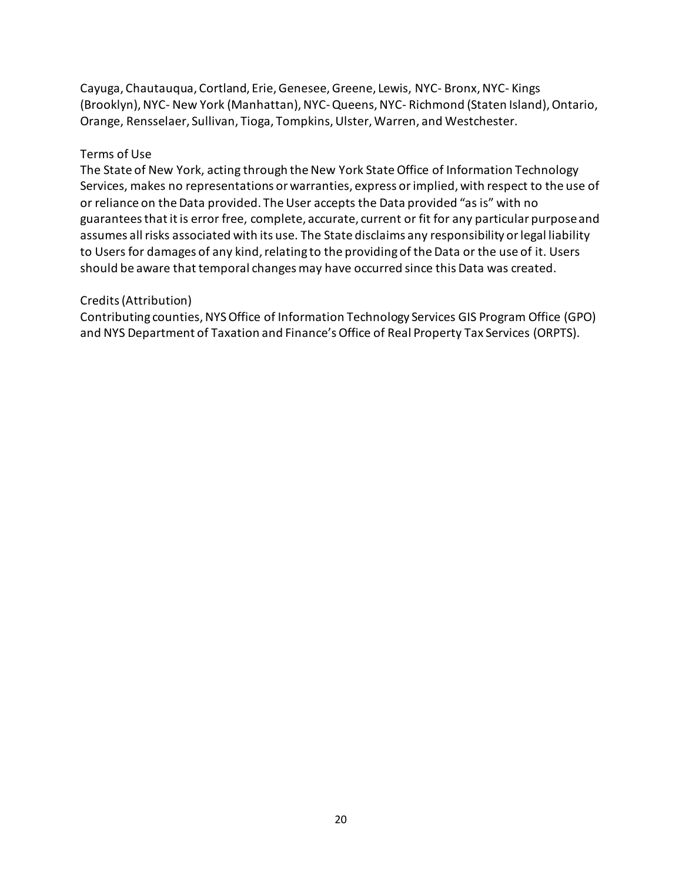Cayuga, Chautauqua, Cortland, Erie, Genesee, Greene, Lewis, NYC- Bronx, NYC- Kings (Brooklyn), NYC- New York (Manhattan), NYC- Queens, NYC- Richmond (Staten Island), Ontario, Orange, Rensselaer, Sullivan, Tioga, Tompkins, Ulster, Warren, and Westchester.

Terms of Use

The State of New York, acting through the New York State Office of Information Technology Services, makes no representations or warranties, express or implied, with respect to the use of or reliance on the Data provided. The User accepts the Data provided "as is" with no guarantees that it is error free, complete, accurate, current or fit for any particular purpose and assumes all risks associated with its use. The State disclaims any responsibility or legal liability to Users for damages of any kind, relating to the providing of the Data or the use of it. Users should be aware that temporal changes may have occurred since this Data was created.

Credits (Attribution)

Contributing counties, NYS Office of Information Technology Services GIS Program Office (GPO) and NYS Department of Taxation and Finance's Office of Real Property Tax Services (ORPTS).